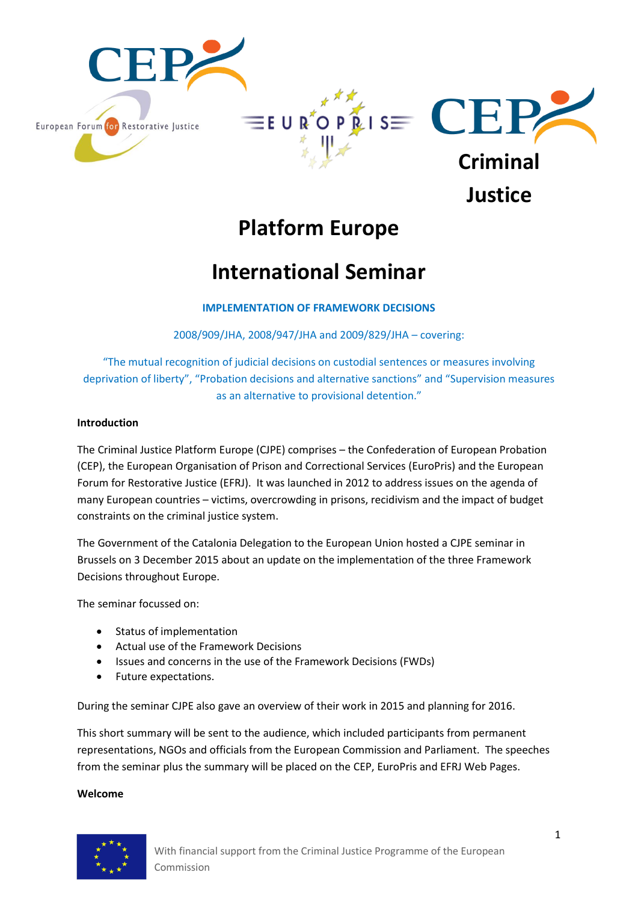CEP — European Forum for Restorative Justice

EUROPRIS

CEP

# Criminal Justice Platform Europe

# International Seminar

**IMPLEMENTATION OF FRAMEWORK DECISIONS**

2008/909/JHA, 2008/947/JHA and 2009/829/JHA – covering:

"The mutual recognition of judicial decisions on custodial sentences or measures involving deprivation of liberty", "Probation decisions and alternative sanctions" and "Supervision measures as an alternative to provisional detention."

**Introduction**

The Criminal Justice Platform Europe (CJPE) comprises – the Confederation of European Probation (CEP), the European Organisation of Prison and Correctional Services (EuroPris) and the European Forum for Restorative Justice (EFRJ). It was launched in 2012 to address issues on the agenda of many European countries – victims, overcrowding in prisons, recidivism and the impact of budget constraints on the criminal justice system.

The Government of the Catalonia Delegation to the European Union hosted a CJPE seminar in Brussels on 3 December 2015 about an update on the implementation of the three Framework Decisions throughout Europe.

The seminar focussed on:

- Status of implementation
- Actual use of the Framework Decisions
- Issues and concerns in the use of the Framework Decisions (FWDs)
- Future expectations.

During the seminar CJPE also gave an overview of their work in 2015 and planning for 2016.

This short summary will be sent to the audience, which included participants from permanent representations, NGOs and officials from the European Commission and Parliament. The speeches from the seminar plus the summary will be placed on the CEP, EuroPris and EFRJ Web Pages.

**Welcome**

With financial support from the Criminal Justice Programme of the European Commission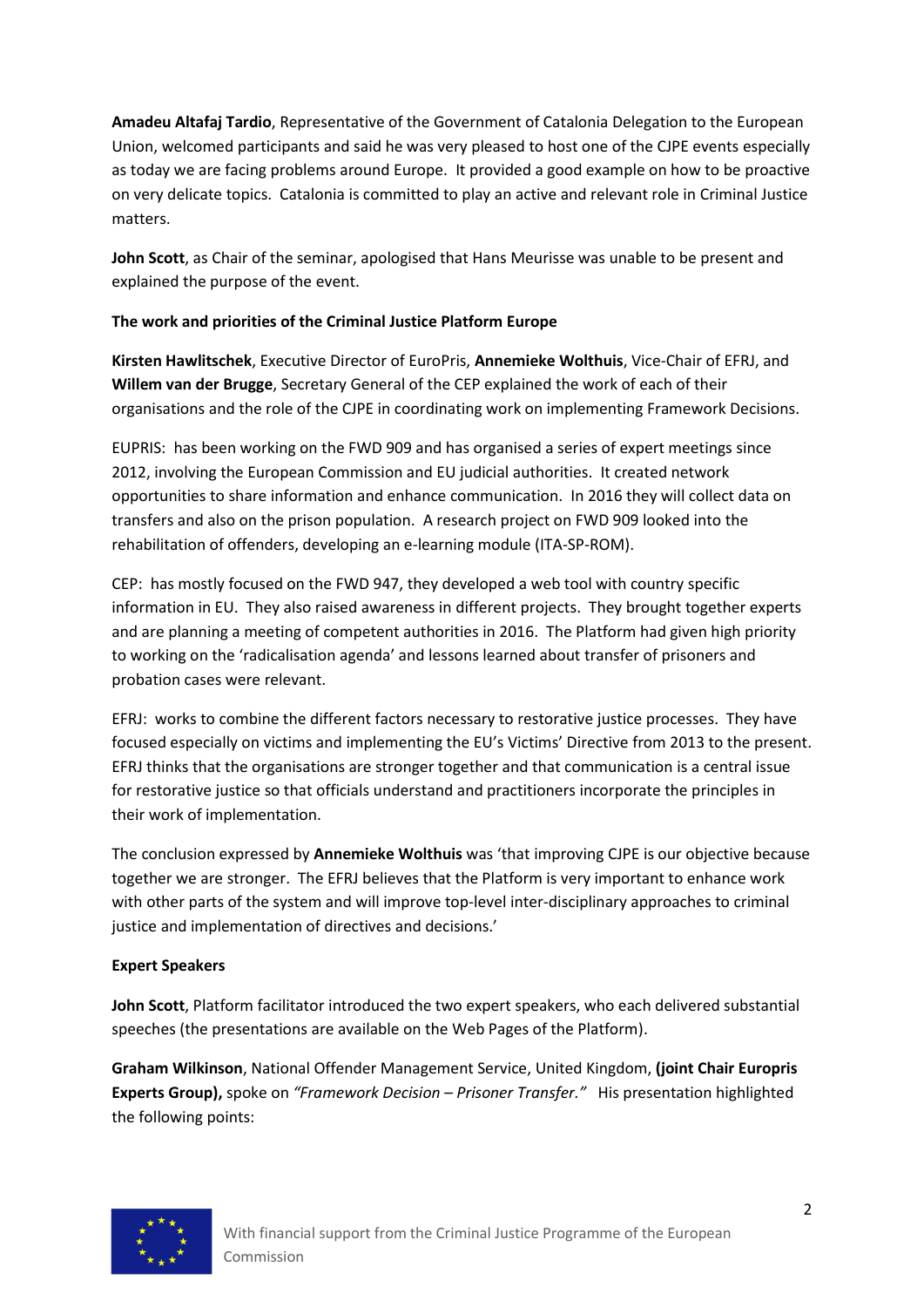**Amadeu Altafaj Tardio**, Representative of the Government of Catalonia Delegation to the European Union, welcomed participants and said he was very pleased to host one of the CJPE events especially as today we are facing problems around Europe. It provided a good example on how to be proactive on very delicate topics. Catalonia is committed to play an active and relevant role in Criminal Justice matters.

**John Scott**, as Chair of the seminar, apologised that Hans Meurisse was unable to be present and explained the purpose of the event.

**The work and priorities of the Criminal Justice Platform Europe**

**Kirsten Hawlitschek**, Executive Director of EuroPris, **Annemieke Wolthuis**, Vice-Chair of EFRJ, and **Willem van der Brugge**, Secretary General of the CEP explained the work of each of their organisations and the role of the CJPE in coordinating work on implementing Framework Decisions.

EUPRIS: has been working on the FWD 909 and has organised a series of expert meetings since 2012, involving the European Commission and EU judicial authorities. It created network opportunities to share information and enhance communication. In 2016 they will collect data on transfers and also on the prison population. A research project on FWD 909 looked into the rehabilitation of offenders, developing an e-learning module (ITA-SP-ROM).

CEP: has mostly focused on the FWD 947, they developed a web tool with country specific information in EU. They also raised awareness in different projects. They brought together experts and are planning a meeting of competent authorities in 2016. The Platform had given high priority to working on the 'radicalisation agenda' and lessons learned about transfer of prisoners and probation cases were relevant.

EFRJ: works to combine the different factors necessary to restorative justice processes. They have focused especially on victims and implementing the EU's Victims' Directive from 2013 to the present. EFRJ thinks that the organisations are stronger together and that communication is a central issue for restorative justice so that officials understand and practitioners incorporate the principles in their work of implementation.

The conclusion expressed by **Annemieke Wolthuis** was 'that improving CJPE is our objective because together we are stronger. The EFRJ believes that the Platform is very important to enhance work with other parts of the system and will improve top-level inter-disciplinary approaches to criminal justice and implementation of directives and decisions.'

**Expert Speakers**

**John Scott**, Platform facilitator introduced the two expert speakers, who each delivered substantial speeches (the presentations are available on the Web Pages of the Platform).

**Graham Wilkinson**, National Offender Management Service, United Kingdom, **(joint Chair Europris Experts Group),** spoke on *"Framework Decision – Prisoner Transfer."* His presentation highlighted the following points: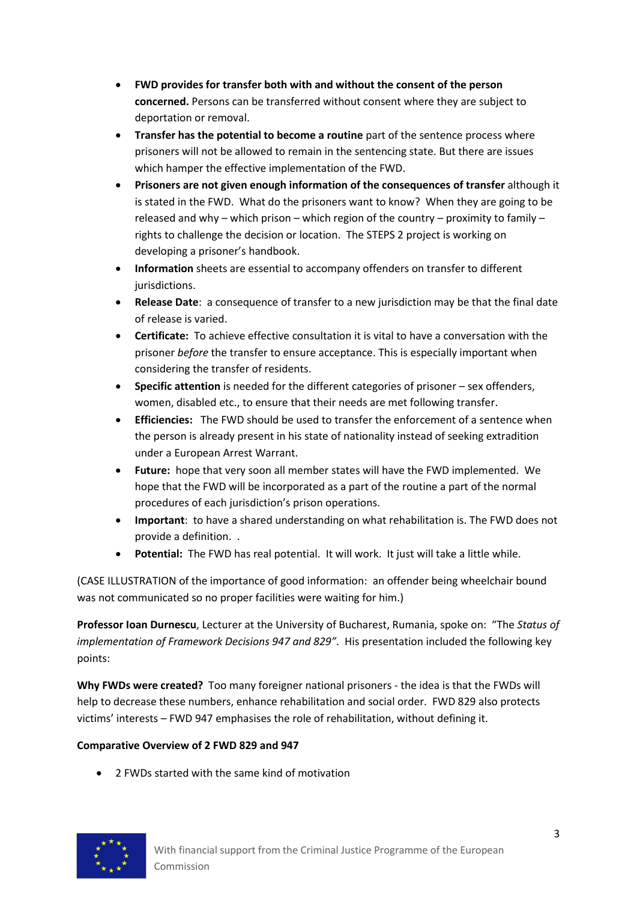- **FWD provides for transfer both with and without the consent of the person concerned.** Persons can be transferred without consent where they are subject to deportation or removal.
- **Transfer has the potential to become a routine** part of the sentence process where prisoners will not be allowed to remain in the sentencing state. But there are issues which hamper the effective implementation of the FWD.
- **Prisoners are not given enough information of the consequences of transfer** although it is stated in the FWD. What do the prisoners want to know? When they are going to be released and why – which prison – which region of the country – proximity to family – rights to challenge the decision or location. The STEPS 2 project is working on developing a prisoner's handbook.
- **Information** sheets are essential to accompany offenders on transfer to different jurisdictions.
- **Release Date**: a consequence of transfer to a new jurisdiction may be that the final date of release is varied.
- **Certificate:** To achieve effective consultation it is vital to have a conversation with the prisoner *before* the transfer to ensure acceptance. This is especially important when considering the transfer of residents.
- **Specific attention** is needed for the different categories of prisoner – sex offenders, women, disabled etc., to ensure that their needs are met following transfer.
- **Efficiencies:** The FWD should be used to transfer the enforcement of a sentence when the person is already present in his state of nationality instead of seeking extradition under a European Arrest Warrant.
- **Future:** hope that very soon all member states will have the FWD implemented. We hope that the FWD will be incorporated as a part of the routine a part of the normal procedures of each jurisdiction's prison operations.
- **Important**: to have a shared understanding on what rehabilitation is. The FWD does not provide a definition. .
- **Potential:** The FWD has real potential. It will work. It just will take a little while.

(CASE ILLUSTRATION of the importance of good information: an offender being wheelchair bound was not communicated so no proper facilities were waiting for him.)

**Professor Ioan Durnescu**, Lecturer at the University of Bucharest, Rumania, spoke on: "The *Status of implementation of Framework Decisions 947 and 829"*. His presentation included the following key points:

**Why FWDs were created?** Too many foreigner national prisoners - the idea is that the FWDs will help to decrease these numbers, enhance rehabilitation and social order. FWD 829 also protects victims' interests – FWD 947 emphasises the role of rehabilitation, without defining it.

**Comparative Overview of 2 FWD 829 and 947**

- 2 FWDs started with the same kind of motivation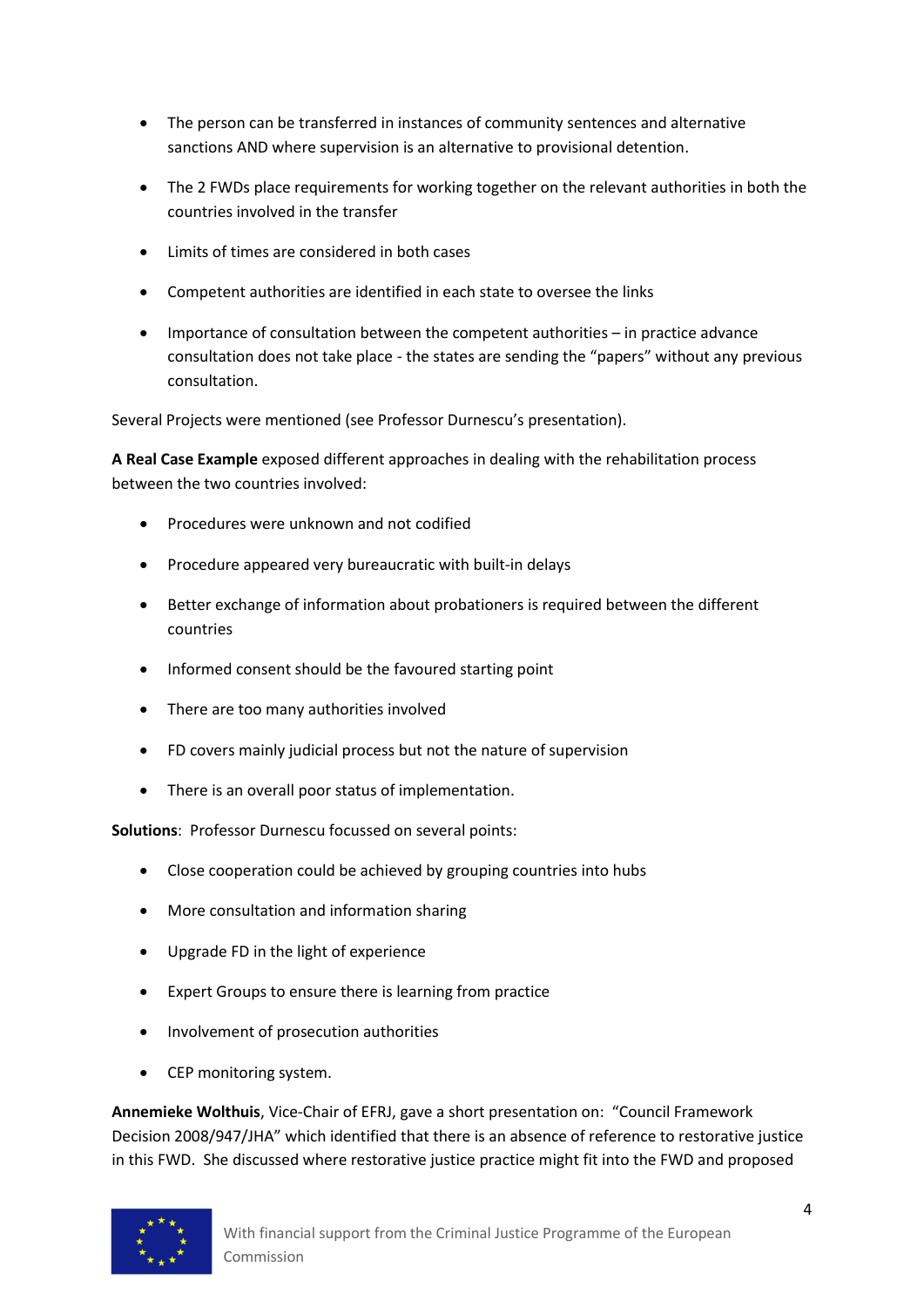- The person can be transferred in instances of community sentences and alternative sanctions AND where supervision is an alternative to provisional detention.
- The 2 FWDs place requirements for working together on the relevant authorities in both the countries involved in the transfer
- Limits of times are considered in both cases
- Competent authorities are identified in each state to oversee the links
- Importance of consultation between the competent authorities – in practice advance consultation does not take place - the states are sending the "papers" without any previous consultation.

Several Projects were mentioned (see Professor Durnescu's presentation).

**A Real Case Example** exposed different approaches in dealing with the rehabilitation process between the two countries involved:

- Procedures were unknown and not codified
- Procedure appeared very bureaucratic with built-in delays
- Better exchange of information about probationers is required between the different countries
- Informed consent should be the favoured starting point
- There are too many authorities involved
- FD covers mainly judicial process but not the nature of supervision
- There is an overall poor status of implementation.

**Solutions**: Professor Durnescu focussed on several points:

- Close cooperation could be achieved by grouping countries into hubs
- More consultation and information sharing
- Upgrade FD in the light of experience
- Expert Groups to ensure there is learning from practice
- Involvement of prosecution authorities
- CEP monitoring system.

**Annemieke Wolthuis**, Vice-Chair of EFRJ, gave a short presentation on: "Council Framework Decision 2008/947/JHA" which identified that there is an absence of reference to restorative justice in this FWD. She discussed where restorative justice practice might fit into the FWD and proposed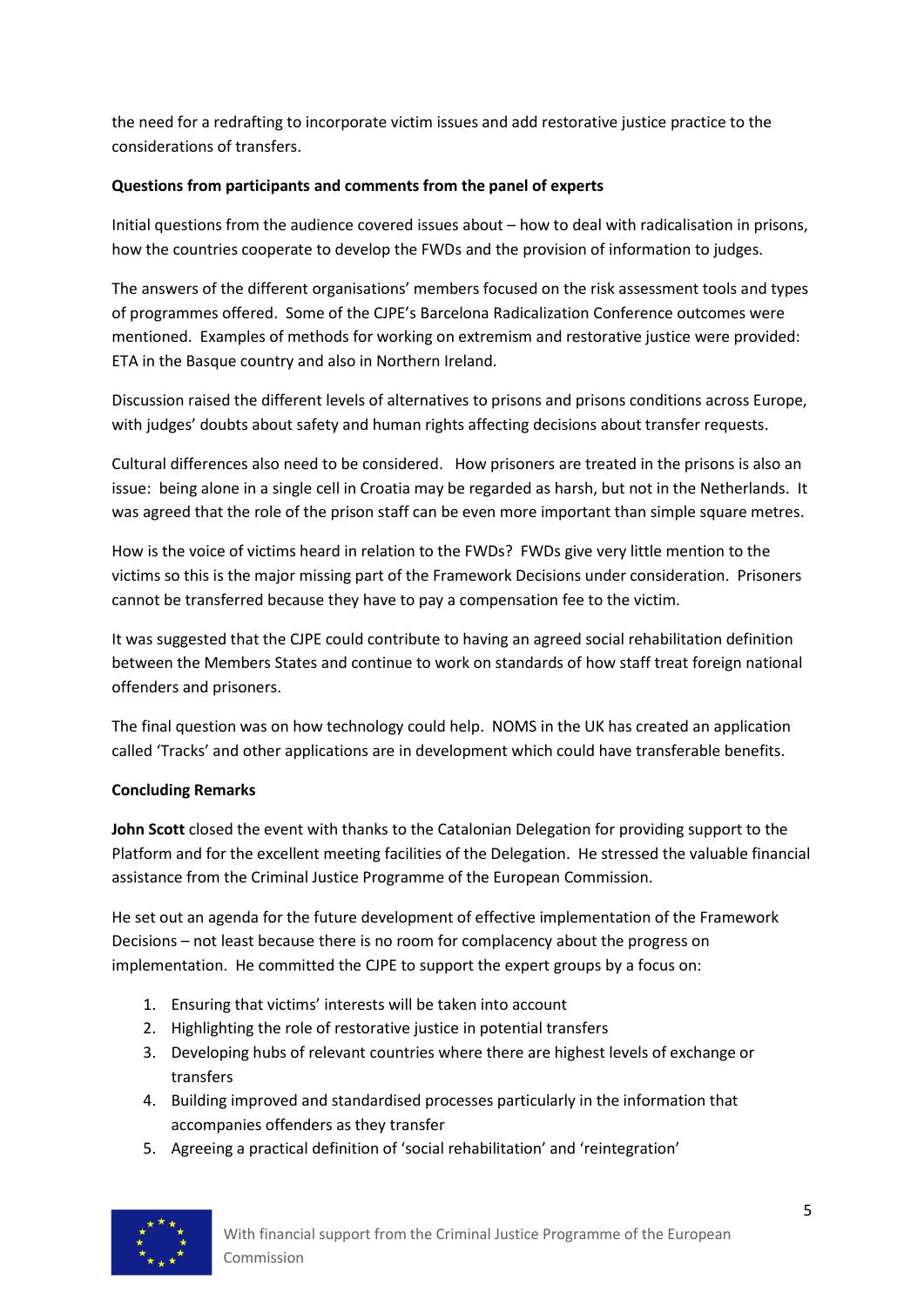the need for a redrafting to incorporate victim issues and add restorative justice practice to the considerations of transfers.

**Questions from participants and comments from the panel of experts**

Initial questions from the audience covered issues about – how to deal with radicalisation in prisons, how the countries cooperate to develop the FWDs and the provision of information to judges.

The answers of the different organisations' members focused on the risk assessment tools and types of programmes offered. Some of the CJPE's Barcelona Radicalization Conference outcomes were mentioned. Examples of methods for working on extremism and restorative justice were provided: ETA in the Basque country and also in Northern Ireland.

Discussion raised the different levels of alternatives to prisons and prisons conditions across Europe, with judges' doubts about safety and human rights affecting decisions about transfer requests.

Cultural differences also need to be considered. How prisoners are treated in the prisons is also an issue: being alone in a single cell in Croatia may be regarded as harsh, but not in the Netherlands. It was agreed that the role of the prison staff can be even more important than simple square metres.

How is the voice of victims heard in relation to the FWDs? FWDs give very little mention to the victims so this is the major missing part of the Framework Decisions under consideration. Prisoners cannot be transferred because they have to pay a compensation fee to the victim.

It was suggested that the CJPE could contribute to having an agreed social rehabilitation definition between the Members States and continue to work on standards of how staff treat foreign national offenders and prisoners.

The final question was on how technology could help. NOMS in the UK has created an application called 'Tracks' and other applications are in development which could have transferable benefits.

**Concluding Remarks**

**John Scott** closed the event with thanks to the Catalonian Delegation for providing support to the Platform and for the excellent meeting facilities of the Delegation. He stressed the valuable financial assistance from the Criminal Justice Programme of the European Commission.

He set out an agenda for the future development of effective implementation of the Framework Decisions – not least because there is no room for complacency about the progress on implementation. He committed the CJPE to support the expert groups by a focus on:

1. Ensuring that victims' interests will be taken into account
2. Highlighting the role of restorative justice in potential transfers
3. Developing hubs of relevant countries where there are highest levels of exchange or transfers
4. Building improved and standardised processes particularly in the information that accompanies offenders as they transfer
5. Agreeing a practical definition of 'social rehabilitation' and 'reintegration'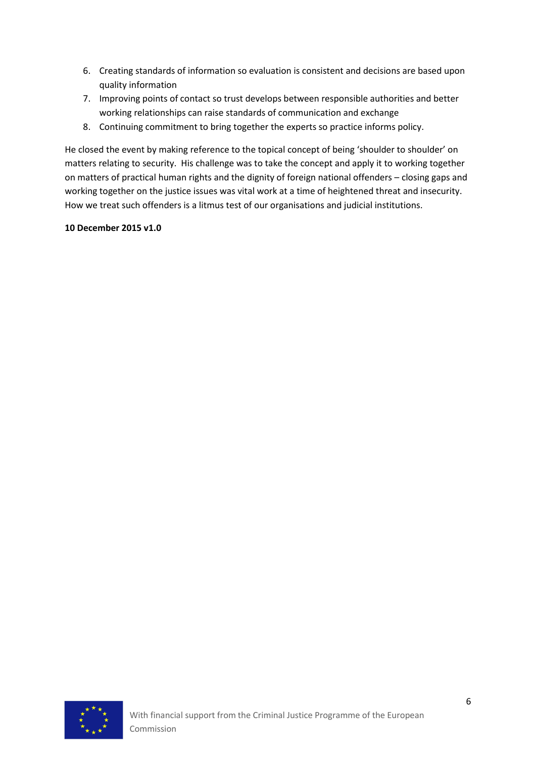6. Creating standards of information so evaluation is consistent and decisions are based upon quality information
7. Improving points of contact so trust develops between responsible authorities and better working relationships can raise standards of communication and exchange
8. Continuing commitment to bring together the experts so practice informs policy.

He closed the event by making reference to the topical concept of being 'shoulder to shoulder' on matters relating to security. His challenge was to take the concept and apply it to working together on matters of practical human rights and the dignity of foreign national offenders – closing gaps and working together on the justice issues was vital work at a time of heightened threat and insecurity. How we treat such offenders is a litmus test of our organisations and judicial institutions.

**10 December 2015 v1.0**

With financial support from the Criminal Justice Programme of the European Commission